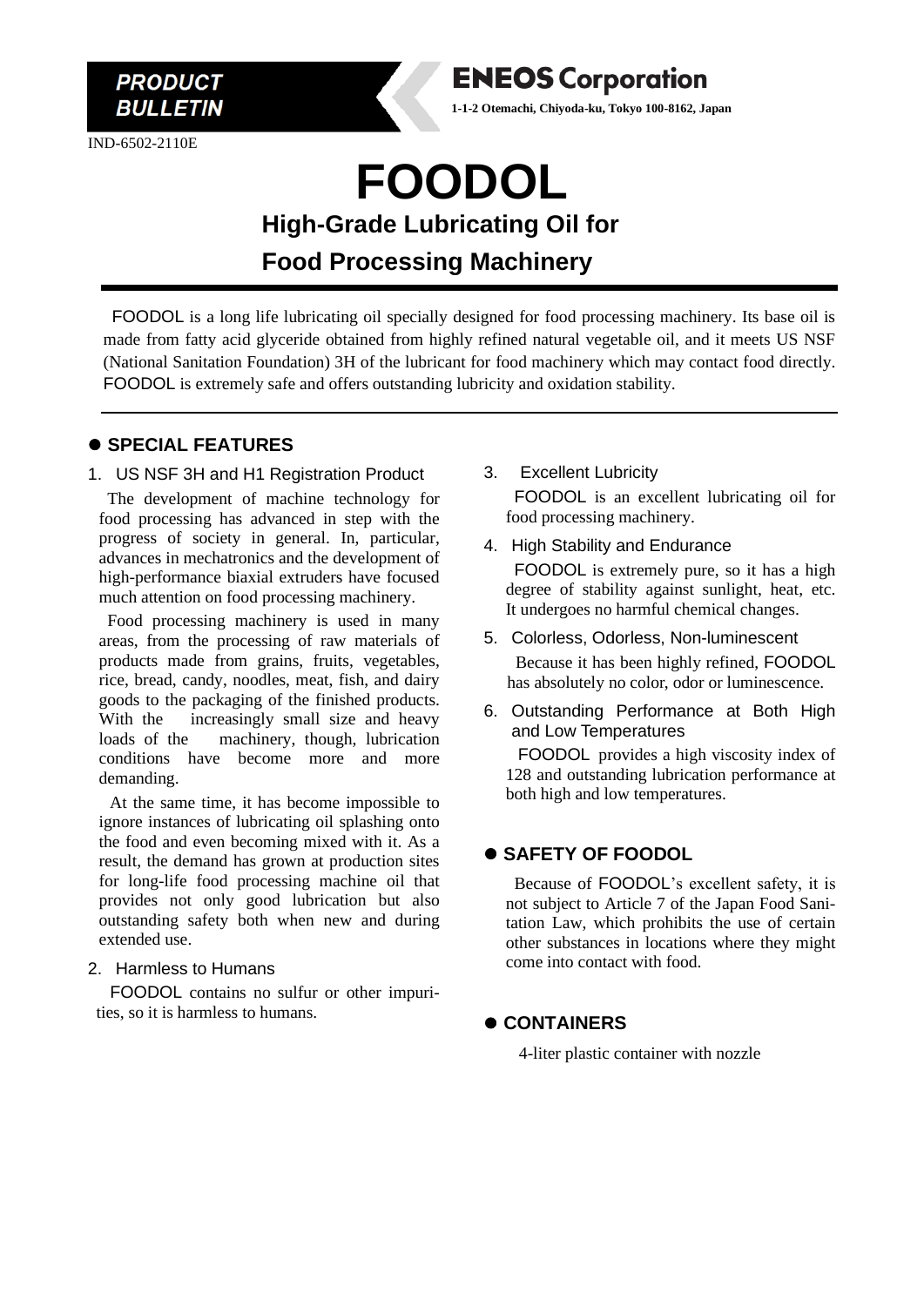**PRODUCT BULLETIN**

IND-6502-2110E

**ENEOS Corporation**

**1-1-2 Otemachi, Chiyoda-ku, Tokyo 100-8162, Japan**

# FOODOL

## High-Grade Lubricating Oil for Food Processing Machinery

FOODOL is a long life lubricating oil specially designed for food processing machinery. Its base oil is made from fatty acid glyceride obtained from highly refined natural vegetable oil, and it meets US NSF (National Sanitation Foundation) 3H of the lubricant for food machinery which may contact food directly. FOODOL is extremely safe and offers outstanding lubricity and oxidation stability.

## ● SPECIAL FEATURES

1. US NSF 3H and H1 Registration Product

   The development of machine technology for food processing has advanced in step with the progress of society in general. In, particular, advances in mechatronics and the development of high-performance biaxial extruders have focused much attention on food processing machinery.

   Food processing machinery is used in many areas, from the processing of raw materials of products made from grains, fruits, vegetables, rice, bread, candy, noodles, meat, fish, and dairy goods to the packaging of the finished products. With the increasingly small size and heavy loads of the machinery, though, lubrication conditions have become more and more demanding.

   At the same time, it has become impossible to ignore instances of lubricating oil splashing onto the food and even becoming mixed with it. As a result, the demand has grown at production sites for long-life food processing machine oil that provides not only good lubrication but also outstanding safety both when new and during extended use.

2. Harmless to Humans

   FOODOL contains no sulfur or other impurities, so it is harmless to humans.

3. Excellent Lubricity

   FOODOL is an excellent lubricating oil for food processing machinery.

4. High Stability and Endurance

   FOODOL is extremely pure, so it has a high degree of stability against sunlight, heat, etc. It undergoes no harmful chemical changes.

5. Colorless, Odorless, Non-luminescent

   Because it has been highly refined, FOODOL has absolutely no color, odor or luminescence.

6. Outstanding Performance at Both High and Low Temperatures

   FOODOL provides a high viscosity index of 128 and outstanding lubrication performance at both high and low temperatures.

## ● SAFETY OF FOODOL

Because of FOODOL's excellent safety, it is not subject to Article 7 of the Japan Food Sanitation Law, which prohibits the use of certain other substances in locations where they might come into contact with food.

## ● CONTAINERS

4-liter plastic container with nozzle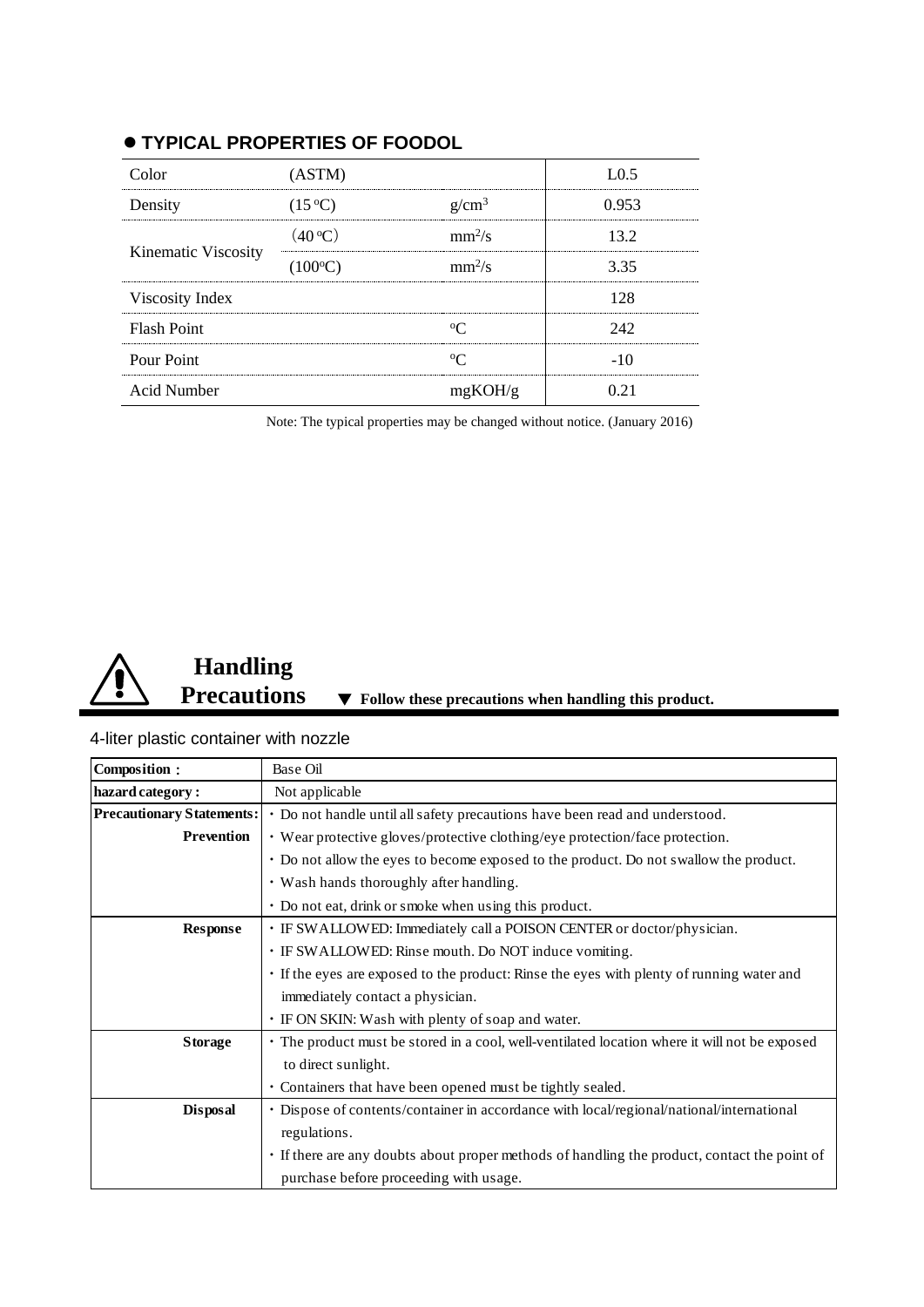## ● TYPICAL PROPERTIES OF FOODOL

| | | | |
|---|---|---|---|
| Color | (ASTM) | | L0.5 |
| Density | (15 °C) | $g/cm^3$ | 0.953 |
| Kinematic Viscosity | (40 °C) | $mm^2/s$ | 13.2 |
| | (100°C) | $mm^2/s$ | 3.35 |
| Viscosity Index | | | 128 |
| Flash Point | | °C | 242 |
| Pour Point | | °C | -10 |
| Acid Number | | mgKOH/g | 0.21 |

Note: The typical properties may be changed without notice. (January 2016)

## Handling Precautions

▼ **Follow these precautions when handling this product.**

4-liter plastic container with nozzle

| | |
|---|---|
| **Composition：** | Base Oil |
| **hazard category：** | Not applicable |
| **Precautionary Statements:** **Prevention** | ・Do not handle until all safety precautions have been read and understood.<br>・Wear protective gloves/protective clothing/eye protection/face protection.<br>・Do not allow the eyes to become exposed to the product. Do not swallow the product.<br>・Wash hands thoroughly after handling.<br>・Do not eat, drink or smoke when using this product. |
| **Response** | ・IF SWALLOWED: Immediately call a POISON CENTER or doctor/physician.<br>・IF SWALLOWED: Rinse mouth. Do NOT induce vomiting.<br>・If the eyes are exposed to the product: Rinse the eyes with plenty of running water and immediately contact a physician.<br>・IF ON SKIN: Wash with plenty of soap and water. |
| **Storage** | ・The product must be stored in a cool, well-ventilated location where it will not be exposed to direct sunlight.<br>・Containers that have been opened must be tightly sealed. |
| **Disposal** | ・Dispose of contents/container in accordance with local/regional/national/international regulations.<br>・If there are any doubts about proper methods of handling the product, contact the point of purchase before proceeding with usage. |